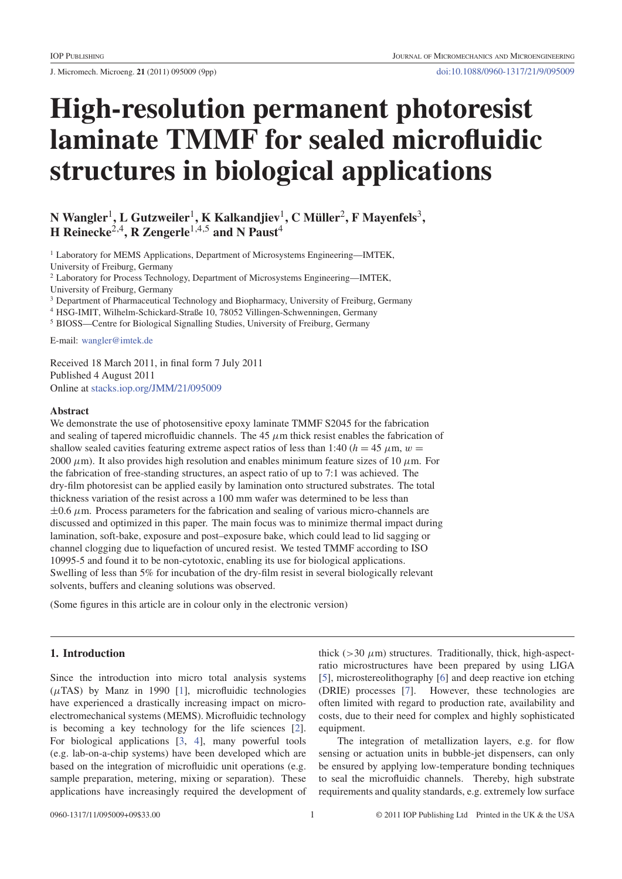# High-resolution permanent photoresist laminate TMMF for sealed microfluidic structures in biological applications

**N Wangler[1], L Gutzweiler[1], K Kalkandjiev[1], C Müller[2], F Mayenfels[3], H Reinecke[2,4], R Zengerle[1,4,5] and N Paust[4]**

[1] Laboratory for MEMS Applications, Department of Microsystems Engineering—IMTEK, University of Freiburg, Germany
[2] Laboratory for Process Technology, Department of Microsystems Engineering—IMTEK, University of Freiburg, Germany
[3] Department of Pharmaceutical Technology and Biopharmacy, University of Freiburg, Germany
[4] HSG-IMIT, Wilhelm-Schickard-Straße 10, 78052 Villingen-Schwenningen, Germany
[5] BIOSS—Centre for Biological Signalling Studies, University of Freiburg, Germany

E-mail: wangler@imtek.de

Received 18 March 2011, in final form 7 July 2011
Published 4 August 2011
Online at stacks.iop.org/JMM/21/095009

## Abstract

We demonstrate the use of photosensitive epoxy laminate TMMF S2045 for the fabrication and sealing of tapered microfluidic channels. The 45 $\mu$m thick resist enables the fabrication of shallow sealed cavities featuring extreme aspect ratios of less than 1:40 ($h = 45$ $\mu$m, $w = 2000$ $\mu$m). It also provides high resolution and enables minimum feature sizes of 10 $\mu$m. For the fabrication of free-standing structures, an aspect ratio of up to 7:1 was achieved. The dry-film photoresist can be applied easily by lamination onto structured substrates. The total thickness variation of the resist across a 100 mm wafer was determined to be less than $\pm 0.6$ $\mu$m. Process parameters for the fabrication and sealing of various micro-channels are discussed and optimized in this paper. The main focus was to minimize thermal impact during lamination, soft-bake, exposure and post–exposure bake, which could lead to lid sagging or channel clogging due to liquefaction of uncured resist. We tested TMMF according to ISO 10995-5 and found it to be non-cytotoxic, enabling its use for biological applications. Swelling of less than 5% for incubation of the dry-film resist in several biologically relevant solvents, buffers and cleaning solutions was observed.

(Some figures in this article are in colour only in the electronic version)

## 1. Introduction

Since the introduction into micro total analysis systems ($\mu$TAS) by Manz in 1990 [1], microfluidic technologies have experienced a drastically increasing impact on micro-electromechanical systems (MEMS). Microfluidic technology is becoming a key technology for the life sciences [2]. For biological applications [3, 4], many powerful tools (e.g. lab-on-a-chip systems) have been developed which are based on the integration of microfluidic unit operations (e.g. sample preparation, metering, mixing or separation). These applications have increasingly required the development of thick (>30 $\mu$m) structures. Traditionally, thick, high-aspect-ratio microstructures have been prepared by using LIGA [5], microstereolithography [6] and deep reactive ion etching (DRIE) processes [7]. However, these technologies are often limited with regard to production rate, availability and costs, due to their need for complex and highly sophisticated equipment.

The integration of metallization layers, e.g. for flow sensing or actuation units in bubble-jet dispensers, can only be ensured by applying low-temperature bonding techniques to seal the microfluidic channels. Thereby, high substrate requirements and quality standards, e.g. extremely low surface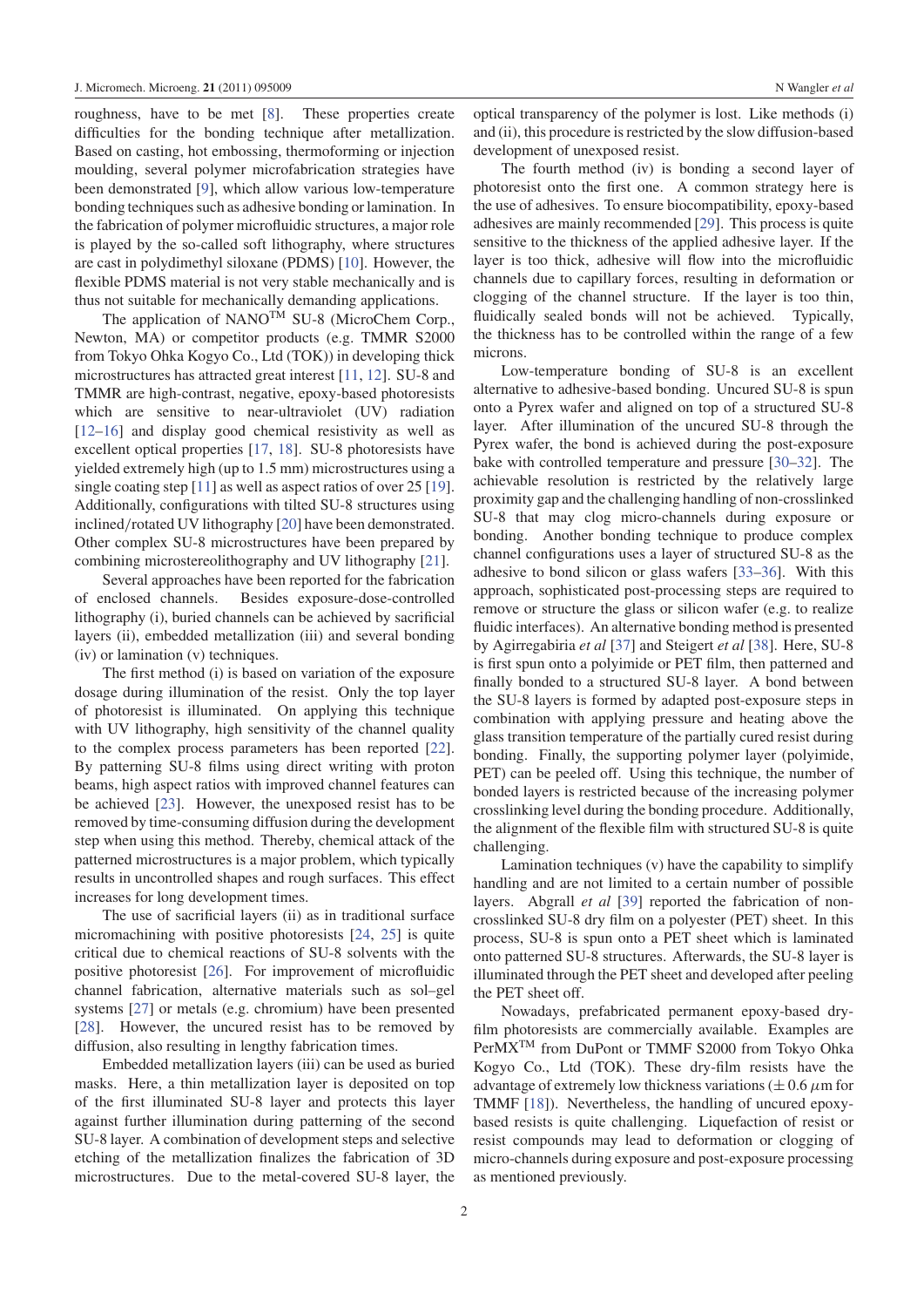roughness, have to be met [8]. These properties create difficulties for the bonding technique after metallization. Based on casting, hot embossing, thermoforming or injection moulding, several polymer microfabrication strategies have been demonstrated [9], which allow various low-temperature bonding techniques such as adhesive bonding or lamination. In the fabrication of polymer microfluidic structures, a major role is played by the so-called soft lithography, where structures are cast in polydimethyl siloxane (PDMS) [10]. However, the flexible PDMS material is not very stable mechanically and is thus not suitable for mechanically demanding applications.

The application of NANO™ SU-8 (MicroChem Corp., Newton, MA) or competitor products (e.g. TMMR S2000 from Tokyo Ohka Kogyo Co., Ltd (TOK)) in developing thick microstructures has attracted great interest [11, 12]. SU-8 and TMMR are high-contrast, negative, epoxy-based photoresists which are sensitive to near-ultraviolet (UV) radiation [12–16] and display good chemical resistivity as well as excellent optical properties [17, 18]. SU-8 photoresists have yielded extremely high (up to 1.5 mm) microstructures using a single coating step [11] as well as aspect ratios of over 25 [19]. Additionally, configurations with tilted SU-8 structures using inclined/rotated UV lithography [20] have been demonstrated. Other complex SU-8 microstructures have been prepared by combining microstereolithography and UV lithography [21].

Several approaches have been reported for the fabrication of enclosed channels. Besides exposure-dose-controlled lithography (i), buried channels can be achieved by sacrificial layers (ii), embedded metallization (iii) and several bonding (iv) or lamination (v) techniques.

The first method (i) is based on variation of the exposure dosage during illumination of the resist. Only the top layer of photoresist is illuminated. On applying this technique with UV lithography, high sensitivity of the channel quality to the complex process parameters has been reported [22]. By patterning SU-8 films using direct writing with proton beams, high aspect ratios with improved channel features can be achieved [23]. However, the unexposed resist has to be removed by time-consuming diffusion during the development step when using this method. Thereby, chemical attack of the patterned microstructures is a major problem, which typically results in uncontrolled shapes and rough surfaces. This effect increases for long development times.

The use of sacrificial layers (ii) as in traditional surface micromachining with positive photoresists [24, 25] is quite critical due to chemical reactions of SU-8 solvents with the positive photoresist [26]. For improvement of microfluidic channel fabrication, alternative materials such as sol–gel systems [27] or metals (e.g. chromium) have been presented [28]. However, the uncured resist has to be removed by diffusion, also resulting in lengthy fabrication times.

Embedded metallization layers (iii) can be used as buried masks. Here, a thin metallization layer is deposited on top of the first illuminated SU-8 layer and protects this layer against further illumination during patterning of the second SU-8 layer. A combination of development steps and selective etching of the metallization finalizes the fabrication of 3D microstructures. Due to the metal-covered SU-8 layer, the optical transparency of the polymer is lost. Like methods (i) and (ii), this procedure is restricted by the slow diffusion-based development of unexposed resist.

The fourth method (iv) is bonding a second layer of photoresist onto the first one. A common strategy here is the use of adhesives. To ensure biocompatibility, epoxy-based adhesives are mainly recommended [29]. This process is quite sensitive to the thickness of the applied adhesive layer. If the layer is too thick, adhesive will flow into the microfluidic channels due to capillary forces, resulting in deformation or clogging of the channel structure. If the layer is too thin, fluidically sealed bonds will not be achieved. Typically, the thickness has to be controlled within the range of a few microns.

Low-temperature bonding of SU-8 is an excellent alternative to adhesive-based bonding. Uncured SU-8 is spun onto a Pyrex wafer and aligned on top of a structured SU-8 layer. After illumination of the uncured SU-8 through the Pyrex wafer, the bond is achieved during the post-exposure bake with controlled temperature and pressure [30–32]. The achievable resolution is restricted by the relatively large proximity gap and the challenging handling of non-crosslinked SU-8 that may clog micro-channels during exposure or bonding. Another bonding technique to produce complex channel configurations uses a layer of structured SU-8 as the adhesive to bond silicon or glass wafers [33–36]. With this approach, sophisticated post-processing steps are required to remove or structure the glass or silicon wafer (e.g. to realize fluidic interfaces). An alternative bonding method is presented by Agirregabiria *et al* [37] and Steigert *et al* [38]. Here, SU-8 is first spun onto a polyimide or PET film, then patterned and finally bonded to a structured SU-8 layer. A bond between the SU-8 layers is formed by adapted post-exposure steps in combination with applying pressure and heating above the glass transition temperature of the partially cured resist during bonding. Finally, the supporting polymer layer (polyimide, PET) can be peeled off. Using this technique, the number of bonded layers is restricted because of the increasing polymer crosslinking level during the bonding procedure. Additionally, the alignment of the flexible film with structured SU-8 is quite challenging.

Lamination techniques (v) have the capability to simplify handling and are not limited to a certain number of possible layers. Abgrall *et al* [39] reported the fabrication of non-crosslinked SU-8 dry film on a polyester (PET) sheet. In this process, SU-8 is spun onto a PET sheet which is laminated onto patterned SU-8 structures. Afterwards, the SU-8 layer is illuminated through the PET sheet and developed after peeling the PET sheet off.

Nowadays, prefabricated permanent epoxy-based dry-film photoresists are commercially available. Examples are PerMX™ from DuPont or TMMF S2000 from Tokyo Ohka Kogyo Co., Ltd (TOK). These dry-film resists have the advantage of extremely low thickness variations ($\pm 0.6\ \mu$m for TMMF [18]). Nevertheless, the handling of uncured epoxy-based resists is quite challenging. Liquefaction of resist or resist compounds may lead to deformation or clogging of micro-channels during exposure and post-exposure processing as mentioned previously.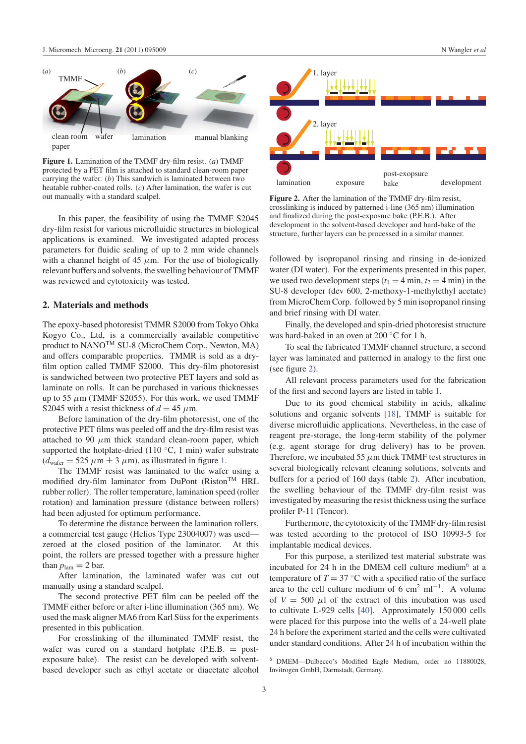Figure 1. Lamination of the TMMF dry-film resist. (*a*) TMMF protected by a PET film is attached to standard clean-room paper carrying the wafer. (*b*) This sandwich is laminated between two heatable rubber-coated rolls. (*c*) After lamination, the wafer is cut out manually with a standard scalpel.

In this paper, the feasibility of using the TMMF S2045 dry-film resist for various microfluidic structures in biological applications is examined. We investigated adapted process parameters for fluidic sealing of up to 2 mm wide channels with a channel height of 45 $\mu$m. For the use of biologically relevant buffers and solvents, the swelling behaviour of TMMF was reviewed and cytotoxicity was tested.

## 2. Materials and methods

The epoxy-based photoresist TMMR S2000 from Tokyo Ohka Kogyo Co., Ltd, is a commercially available competitive product to NANO™ SU-8 (MicroChem Corp., Newton, MA) and offers comparable properties. TMMR is sold as a dry-film option called TMMF S2000. This dry-film photoresist is sandwiched between two protective PET layers and sold as laminate on rolls. It can be purchased in various thicknesses up to 55 $\mu$m (TMMF S2055). For this work, we used TMMF S2045 with a resist thickness of $d = 45$ $\mu$m.

Before lamination of the dry-film photoresist, one of the protective PET films was peeled off and the dry-film resist was attached to 90 $\mu$m thick standard clean-room paper, which supported the hotplate-dried (110 °C, 1 min) wafer substrate ($d_{wafer} = 525$ $\mu$m $\pm$ 3 $\mu$m), as illustrated in figure 1.

The TMMF resist was laminated to the wafer using a modified dry-film laminator from DuPont (Riston™ HRL rubber roller). The roller temperature, lamination speed (roller rotation) and lamination pressure (distance between rollers) had been adjusted for optimum performance.

To determine the distance between the lamination rollers, a commercial test gauge (Helios Type 23004007) was used—zeroed at the closed position of the laminator. At this point, the rollers are pressed together with a pressure higher than $p_{lam} = 2$ bar.

After lamination, the laminated wafer was cut out manually using a standard scalpel.

The second protective PET film can be peeled off the TMMF either before or after i-line illumination (365 nm). We used the mask aligner MA6 from Karl Süss for the experiments presented in this publication.

For crosslinking of the illuminated TMMF resist, the wafer was cured on a standard hotplate (P.E.B. = post-exposure bake). The resist can be developed with solvent-based developer such as ethyl acetate or diacetate alcohol followed by isopropanol rinsing and rinsing in de-ionized water (DI water). For the experiments presented in this paper, we used two development steps ($t_1 = 4$ min, $t_2 = 4$ min) in the SU-8 developer (dev 600, 2-methoxy-1-methylethyl acetate) from MicroChem Corp. followed by 5 min isopropanol rinsing and brief rinsing with DI water.

Finally, the developed and spin-dried photoresist structure was hard-baked in an oven at 200 °C for 1 h.

To seal the fabricated TMMF channel structure, a second layer was laminated and patterned in analogy to the first one (see figure 2).

All relevant process parameters used for the fabrication of the first and second layers are listed in table 1.

Due to its good chemical stability in acids, alkaline solutions and organic solvents [18], TMMF is suitable for diverse microfluidic applications. Nevertheless, in the case of reagent pre-storage, the long-term stability of the polymer (e.g. agent storage for drug delivery) has to be proven. Therefore, we incubated 55 $\mu$m thick TMMF test structures in several biologically relevant cleaning solutions, solvents and buffers for a period of 160 days (table 2). After incubation, the swelling behaviour of the TMMF dry-film resist was investigated by measuring the resist thickness using the surface profiler P-11 (Tencor).

Furthermore, the cytotoxicity of the TMMF dry-film resist was tested according to the protocol of ISO 10993-5 for implantable medical devices.

For this purpose, a sterilized test material substrate was incubated for 24 h in the DMEM cell culture medium[6] at a temperature of $T = 37$ °C with a specified ratio of the surface area to the cell culture medium of 6 cm$^2$ ml$^{-1}$. A volume of $V = 500$ $\mu$l of the extract of this incubation was used to cultivate L-929 cells [40]. Approximately 150 000 cells were placed for this purpose into the wells of a 24-well plate 24 h before the experiment started and the cells were cultivated under standard conditions. After 24 h of incubation within the

Figure 2. After the lamination of the TMMF dry-film resist, crosslinking is induced by patterned i-line (365 nm) illumination and finalized during the post-exposure bake (P.E.B.). After development in the solvent-based developer and hard-bake of the structure, further layers can be processed in a similar manner.

[6] DMEM—Dulbecco's Modified Eagle Medium, order no 11880028, Invitrogen GmbH, Darmstadt, Germany.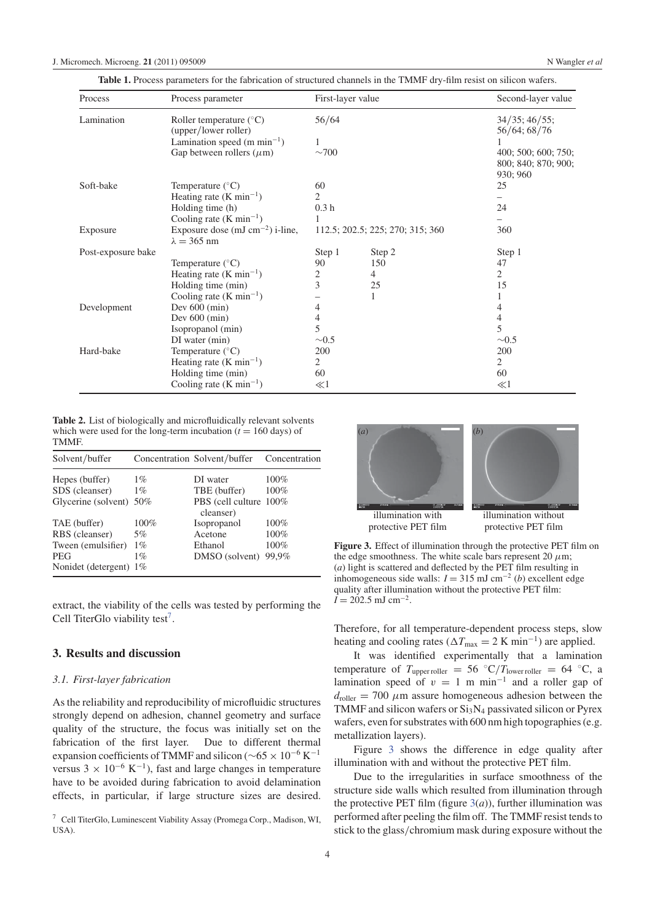**Table 1.** Process parameters for the fabrication of structured channels in the TMMF dry-film resist on silicon wafers.

| Process | Process parameter | First-layer value | | Second-layer value |
|---|---|---|---|---|
| Lamination | Roller temperature (°C) (upper/lower roller) | 56/64 | | 34/35; 46/55; 56/64; 68/76 |
| | Lamination speed (m $min^{-1}$) | 1 | | 1 |
| | Gap between rollers ($\mu$m) | ~700 | | 400; 500; 600; 750; 800; 840; 870; 900; 930; 960 |
| Soft-bake | Temperature (°C) | 60 | | 25 |
| | Heating rate (K $min^{-1}$) | 2 | | – |
| | Holding time (h) | 0.3 h | | 24 |
| | Cooling rate (K $min^{-1}$) | 1 | | – |
| Exposure | Exposure dose (mJ $cm^{-2}$) i-line, $\lambda = 365$ nm | 112.5; 202.5; 225; 270; 315; 360 | | 360 |
| Post-exposure bake | | Step 1 | Step 2 | Step 1 |
| | Temperature (°C) | 90 | 150 | 47 |
| | Heating rate (K $min^{-1}$) | 2 | 4 | 2 |
| | Holding time (min) | 3 | 25 | 15 |
| | Cooling rate (K $min^{-1}$) | – | 1 | 1 |
| Development | Dev 600 (min) | 4 | | 4 |
| | Dev 600 (min) | 4 | | 4 |
| | Isopropanol (min) | 5 | | 5 |
| | DI water (min) | ~0.5 | | ~0.5 |
| Hard-bake | Temperature (°C) | 200 | | 200 |
| | Heating rate (K $min^{-1}$) | 2 | | 2 |
| | Holding time (min) | 60 | | 60 |
| | Cooling rate (K $min^{-1}$) | ≪1 | | ≪1 |

**Table 2.** List of biologically and microfluidically relevant solvents which were used for the long-term incubation ($t = 160$ days) of TMMF.

| Solvent/buffer | Concentration | Solvent/buffer | Concentration |
|---|---|---|---|
| Hepes (buffer) | 1% | DI water | 100% |
| SDS (cleanser) | 1% | TBE (buffer) | 100% |
| Glycerine (solvent) | 50% | PBS (cell culture cleanser) | 100% |
| TAE (buffer) | 100% | Isopropanol | 100% |
| RBS (cleanser) | 5% | Acetone | 100% |
| Tween (emulsifier) | 1% | Ethanol | 100% |
| PEG | 1% | DMSO (solvent) | 99,9% |
| Nonidet (detergent) | 1% | | |

extract, the viability of the cells was tested by performing the Cell TiterGlo viability test[7].

## 3. Results and discussion

### 3.1. First-layer fabrication

As the reliability and reproducibility of microfluidic structures strongly depend on adhesion, channel geometry and surface quality of the structure, the focus was initially set on the fabrication of the first layer. Due to different thermal expansion coefficients of TMMF and silicon (~$65 \times 10^{-6}$ $K^{-1}$ versus $3 \times 10^{-6}$ $K^{-1}$), fast and large changes in temperature have to be avoided during fabrication to avoid delamination effects, in particular, if large structure sizes are desired.

[7] Cell TiterGlo, Luminescent Viability Assay (Promega Corp., Madison, WI, USA).

(*a*) illumination with protective PET film (*b*) illumination without protective PET film

**Figure 3.** Effect of illumination through the protective PET film on the edge smoothness. The white scale bars represent 20 $\mu$m; (*a*) light is scattered and deflected by the PET film resulting in inhomogeneous side walls: $I = 315$ mJ $cm^{-2}$ (*b*) excellent edge quality after illumination without the protective PET film: $I = 202.5$ mJ $cm^{-2}$.

Therefore, for all temperature-dependent process steps, slow heating and cooling rates ($\Delta T_{max} = 2$ K $min^{-1}$) are applied.

It was identified experimentally that a lamination temperature of $T_{upper\,roller} = 56$ °C/$T_{lower\,roller} = 64$ °C, a lamination speed of $v = 1$ m $min^{-1}$ and a roller gap of $d_{roller} = 700$ $\mu$m assure homogeneous adhesion between the TMMF and silicon wafers or $Si_3N_4$ passivated silicon or Pyrex wafers, even for substrates with 600 nm high topographies (e.g. metallization layers).

Figure 3 shows the difference in edge quality after illumination with and without the protective PET film.

Due to the irregularities in surface smoothness of the structure side walls which resulted from illumination through the protective PET film (figure 3(*a*)), further illumination was performed after peeling the film off. The TMMF resist tends to stick to the glass/chromium mask during exposure without the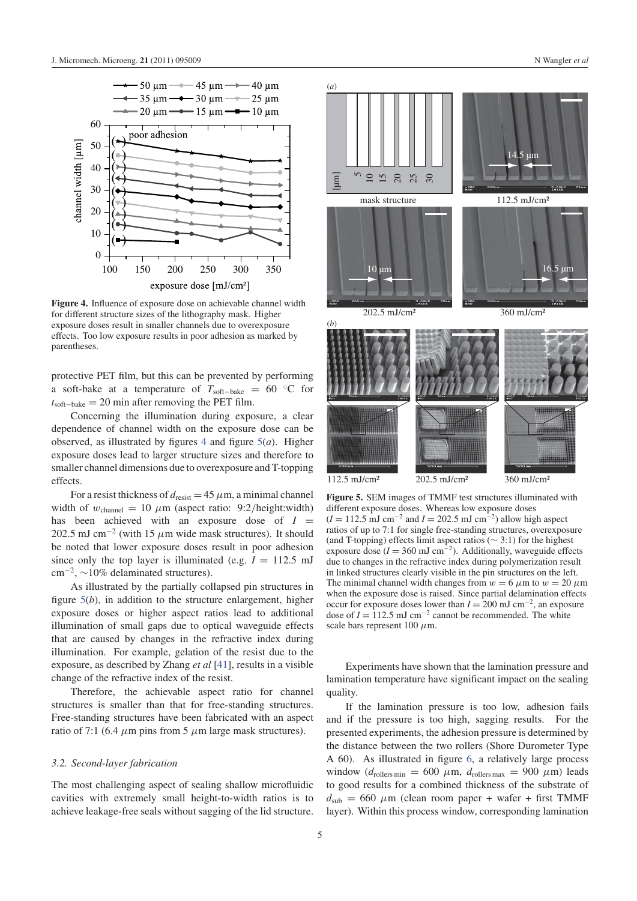**Figure 4.** Influence of exposure dose on achievable channel width for different structure sizes of the lithography mask. Higher exposure doses result in smaller channels due to overexposure effects. Too low exposure results in poor adhesion as marked by parentheses.

protective PET film, but this can be prevented by performing a soft-bake at a temperature of $T_{\text{soft-bake}} = 60$ °C for $t_{\text{soft-bake}} = 20$ min after removing the PET film.

Concerning the illumination during exposure, a clear dependence of channel width on the exposure dose can be observed, as illustrated by figures 4 and figure 5(*a*). Higher exposure doses lead to larger structure sizes and therefore to smaller channel dimensions due to overexposure and T-topping effects.

For a resist thickness of $d_{\text{resist}} = 45$ $\mu$m, a minimal channel width of $w_{\text{channel}} = 10$ $\mu$m (aspect ratio: 9:2/height:width) has been achieved with an exposure dose of $I = 202.5$ mJ cm$^{-2}$ (with 15 $\mu$m wide mask structures). It should be noted that lower exposure doses result in poor adhesion since only the top layer is illuminated (e.g. $I = 112.5$ mJ cm$^{-2}$, ~10% delaminated structures).

As illustrated by the partially collapsed pin structures in figure 5(*b*), in addition to the structure enlargement, higher exposure doses or higher aspect ratios lead to additional illumination of small gaps due to optical waveguide effects that are caused by changes in the refractive index during illumination. For example, gelation of the resist due to the exposure, as described by Zhang *et al* [41], results in a visible change of the refractive index of the resist.

Therefore, the achievable aspect ratio for channel structures is smaller than that for free-standing structures. Free-standing structures have been fabricated with an aspect ratio of 7:1 (6.4 $\mu$m pins from 5 $\mu$m large mask structures).

### *3.2. Second-layer fabrication*

The most challenging aspect of sealing shallow microfluidic cavities with extremely small height-to-width ratios is to achieve leakage-free seals without sagging of the lid structure.

**Figure 5.** SEM images of TMMF test structures illuminated with different exposure doses. Whereas low exposure doses ($I = 112.5$ mJ cm$^{-2}$ and $I = 202.5$ mJ cm$^{-2}$) allow high aspect ratios of up to 7:1 for single free-standing structures, overexposure (and T-topping) effects limit aspect ratios (~ 3:1) for the highest exposure dose ($I = 360$ mJ cm$^{-2}$). Additionally, waveguide effects due to changes in the refractive index during polymerization result in linked structures clearly visible in the pin structures on the left. The minimal channel width changes from $w = 6$ $\mu$m to $w = 20$ $\mu$m when the exposure dose is raised. Since partial delamination effects occur for exposure doses lower than $I = 200$ mJ cm$^{-2}$, an exposure dose of $I = 112.5$ mJ cm$^{-2}$ cannot be recommended. The white scale bars represent 100 $\mu$m.

Experiments have shown that the lamination pressure and lamination temperature have significant impact on the sealing quality.

If the lamination pressure is too low, adhesion fails and if the pressure is too high, sagging results. For the presented experiments, the adhesion pressure is determined by the distance between the two rollers (Shore Durometer Type A 60). As illustrated in figure 6, a relatively large process window ($d_{\text{rollers min}} = 600$ $\mu$m, $d_{\text{rollers max}} = 900$ $\mu$m) leads to good results for a combined thickness of the substrate of $d_{\text{sub}} = 660$ $\mu$m (clean room paper + wafer + first TMMF layer). Within this process window, corresponding lamination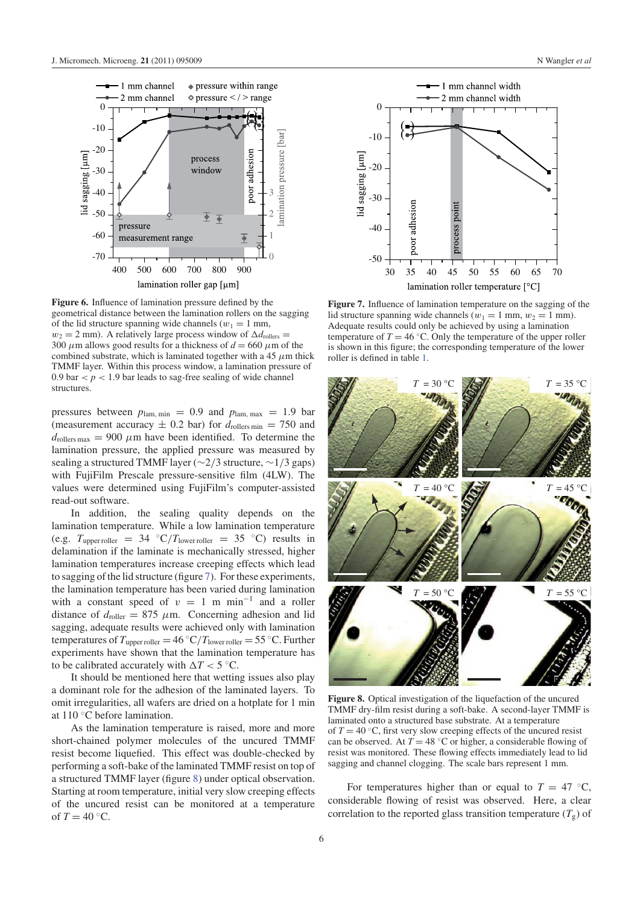**Figure 6.** Influence of lamination pressure defined by the geometrical distance between the lamination rollers on the sagging of the lid structure spanning wide channels ($w_1 = 1$ mm, $w_2 = 2$ mm). A relatively large process window of $\Delta d_{\text{rollers}} = 300$ $\mu$m allows good results for a thickness of $d = 660$ $\mu$m of the combined substrate, which is laminated together with a 45 $\mu$m thick TMMF layer. Within this process window, a lamination pressure of 0.9 bar $< p <$ 1.9 bar leads to sag-free sealing of wide channel structures.

**Figure 7.** Influence of lamination temperature on the sagging of the lid structure spanning wide channels ($w_1 = 1$ mm, $w_2 = 1$ mm). Adequate results could only be achieved by using a lamination temperature of $T = 46$ °C. Only the temperature of the upper roller is shown in this figure; the corresponding temperature of the lower roller is defined in table 1.

pressures between $p_{\text{lam, min}} = 0.9$ and $p_{\text{lam, max}} = 1.9$ bar (measurement accuracy $\pm$ 0.2 bar) for $d_{\text{rollers min}} = 750$ and $d_{\text{rollers max}} = 900$ $\mu$m have been identified. To determine the lamination pressure, the applied pressure was measured by sealing a structured TMMF layer (~2/3 structure, ~1/3 gaps) with FujiFilm Prescale pressure-sensitive film (4LW). The values were determined using FujiFilm's computer-assisted read-out software.

In addition, the sealing quality depends on the lamination temperature. While a low lamination temperature (e.g. $T_{\text{upper roller}} = 34$ °C/$T_{\text{lower roller}} = 35$ °C) results in delamination if the laminate is mechanically stressed, higher lamination temperatures increase creeping effects which lead to sagging of the lid structure (figure 7). For these experiments, the lamination temperature has been varied during lamination with a constant speed of $v = 1$ m min$^{-1}$ and a roller distance of $d_{\text{roller}} = 875$ $\mu$m. Concerning adhesion and lid sagging, adequate results were achieved only with lamination temperatures of $T_{\text{upper roller}} = 46$ °C/$T_{\text{lower roller}} = 55$ °C. Further experiments have shown that the lamination temperature has to be calibrated accurately with $\Delta T < 5$ °C.

It should be mentioned here that wetting issues also play a dominant role for the adhesion of the laminated layers. To omit irregularities, all wafers are dried on a hotplate for 1 min at 110 °C before lamination.

As the lamination temperature is raised, more and more short-chained polymer molecules of the uncured TMMF resist become liquefied. This effect was double-checked by performing a soft-bake of the laminated TMMF resist on top of a structured TMMF layer (figure 8) under optical observation. Starting at room temperature, initial very slow creeping effects of the uncured resist can be monitored at a temperature of $T = 40$ °C.

**Figure 8.** Optical investigation of the liquefaction of the uncured TMMF dry-film resist during a soft-bake. A second-layer TMMF is laminated onto a structured base substrate. At a temperature of $T = 40$ °C, first very slow creeping effects of the uncured resist can be observed. At $T = 48$ °C or higher, a considerable flowing of resist was monitored. These flowing effects immediately lead to lid sagging and channel clogging. The scale bars represent 1 mm.

For temperatures higher than or equal to $T = 47$ °C, considerable flowing of resist was observed. Here, a clear correlation to the reported glass transition temperature ($T_g$) of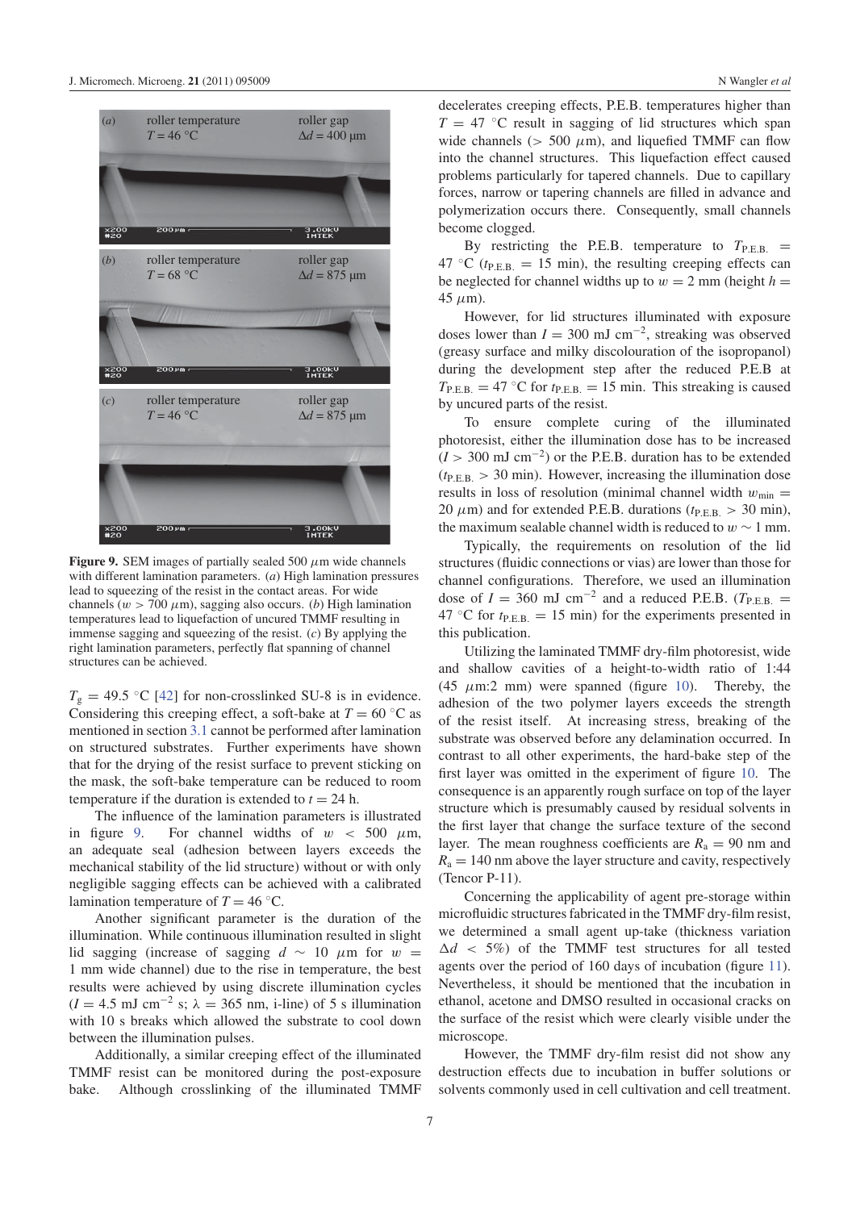**Figure 9.** SEM images of partially sealed 500 $\mu$m wide channels with different lamination parameters. (*a*) High lamination pressures lead to squeezing of the resist in the contact areas. For wide channels ($w > 700$ $\mu$m), sagging also occurs. (*b*) High lamination temperatures lead to liquefaction of uncured TMMF resulting in immense sagging and squeezing of the resist. (*c*) By applying the right lamination parameters, perfectly flat spanning of channel structures can be achieved.

$T_g = 49.5$ °C [42] for non-crosslinked SU-8 is in evidence. Considering this creeping effect, a soft-bake at $T = 60$ °C as mentioned in section 3.1 cannot be performed after lamination on structured substrates. Further experiments have shown that for the drying of the resist surface to prevent sticking on the mask, the soft-bake temperature can be reduced to room temperature if the duration is extended to $t = 24$ h.

The influence of the lamination parameters is illustrated in figure 9. For channel widths of $w < 500$ $\mu$m, an adequate seal (adhesion between layers exceeds the mechanical stability of the lid structure) without or with only negligible sagging effects can be achieved with a calibrated lamination temperature of $T = 46$ °C.

Another significant parameter is the duration of the illumination. While continuous illumination resulted in slight lid sagging (increase of sagging $d \sim 10$ $\mu$m for $w = 1$ mm wide channel) due to the rise in temperature, the best results were achieved by using discrete illumination cycles ($I = 4.5$ mJ cm$^{-2}$ s; $\lambda = 365$ nm, i-line) of 5 s illumination with 10 s breaks which allowed the substrate to cool down between the illumination pulses.

Additionally, a similar creeping effect of the illuminated TMMF resist can be monitored during the post-exposure bake. Although crosslinking of the illuminated TMMF decelerates creeping effects, P.E.B. temperatures higher than $T = 47$ °C result in sagging of lid structures which span wide channels ($> 500$ $\mu$m), and liquefied TMMF can flow into the channel structures. This liquefaction effect caused problems particularly for tapered channels. Due to capillary forces, narrow or tapering channels are filled in advance and polymerization occurs there. Consequently, small channels become clogged.

By restricting the P.E.B. temperature to $T_{\text{P.E.B.}} = 47$ °C ($t_{\text{P.E.B.}} = 15$ min), the resulting creeping effects can be neglected for channel widths up to $w = 2$ mm (height $h = 45$ $\mu$m).

However, for lid structures illuminated with exposure doses lower than $I = 300$ mJ cm$^{-2}$, streaking was observed (greasy surface and milky discolouration of the isopropanol) during the development step after the reduced P.E.B at $T_{\text{P.E.B.}} = 47$ °C for $t_{\text{P.E.B.}} = 15$ min. This streaking is caused by uncured parts of the resist.

To ensure complete curing of the illuminated photoresist, either the illumination dose has to be increased ($I > 300$ mJ cm$^{-2}$) or the P.E.B. duration has to be extended ($t_{\text{P.E.B.}} > 30$ min). However, increasing the illumination dose results in loss of resolution (minimal channel width $w_{\min} = 20$ $\mu$m) and for extended P.E.B. durations ($t_{\text{P.E.B.}} > 30$ min), the maximum sealable channel width is reduced to $w \sim 1$ mm.

Typically, the requirements on resolution of the lid structures (fluidic connections or vias) are lower than those for channel configurations. Therefore, we used an illumination dose of $I = 360$ mJ cm$^{-2}$ and a reduced P.E.B. ($T_{\text{P.E.B.}} = 47$ °C for $t_{\text{P.E.B.}} = 15$ min) for the experiments presented in this publication.

Utilizing the laminated TMMF dry-film photoresist, wide and shallow cavities of a height-to-width ratio of 1:44 (45 $\mu$m:2 mm) were spanned (figure 10). Thereby, the adhesion of the two polymer layers exceeds the strength of the resist itself. At increasing stress, breaking of the substrate was observed before any delamination occurred. In contrast to all other experiments, the hard-bake step of the first layer was omitted in the experiment of figure 10. The consequence is an apparently rough surface on top of the layer structure which is presumably caused by residual solvents in the first layer that change the surface texture of the second layer. The mean roughness coefficients are $R_a = 90$ nm and $R_a = 140$ nm above the layer structure and cavity, respectively (Tencor P-11).

Concerning the applicability of agent pre-storage within microfluidic structures fabricated in the TMMF dry-film resist, we determined a small agent up-take (thickness variation $\Delta d < 5\%$) of the TMMF test structures for all tested agents over the period of 160 days of incubation (figure 11). Nevertheless, it should be mentioned that the incubation in ethanol, acetone and DMSO resulted in occasional cracks on the surface of the resist which were clearly visible under the microscope.

However, the TMMF dry-film resist did not show any destruction effects due to incubation in buffer solutions or solvents commonly used in cell cultivation and cell treatment.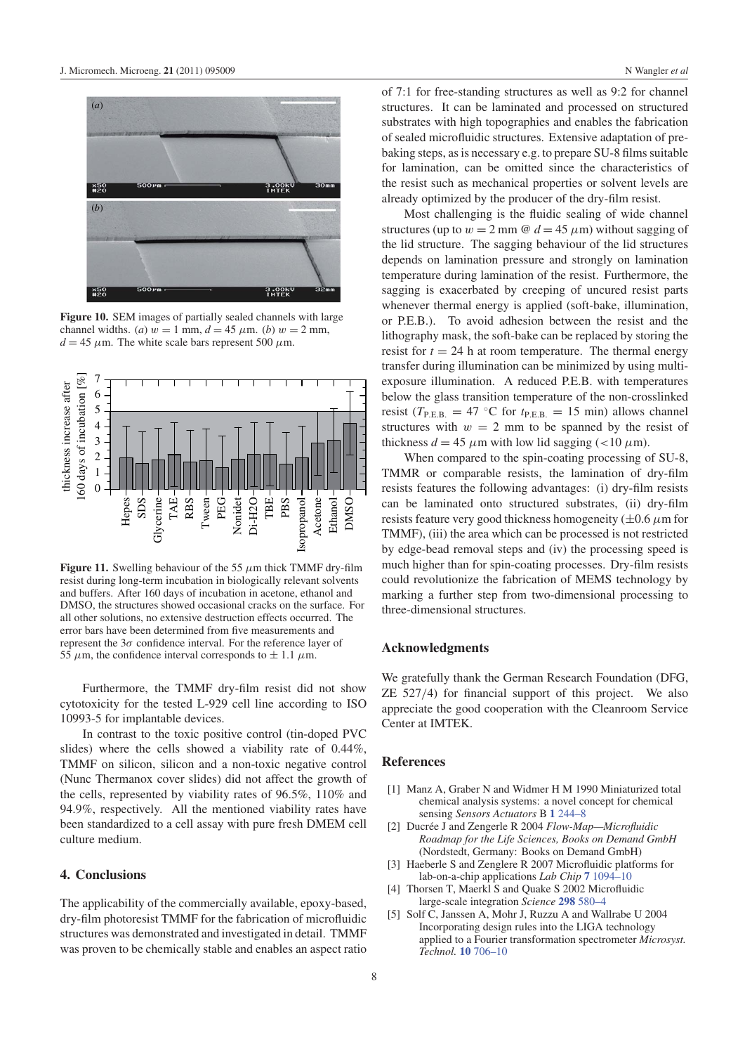**Figure 10.** SEM images of partially sealed channels with large channel widths. (*a*) $w = 1$ mm, $d = 45$ $\mu$m. (*b*) $w = 2$ mm, $d = 45$ $\mu$m. The white scale bars represent 500 $\mu$m.

**Figure 11.** Swelling behaviour of the 55 $\mu$m thick TMMF dry-film resist during long-term incubation in biologically relevant solvents and buffers. After 160 days of incubation in acetone, ethanol and DMSO, the structures showed occasional cracks on the surface. For all other solutions, no extensive destruction effects occurred. The error bars have been determined from five measurements and represent the $3\sigma$ confidence interval. For the reference layer of 55 $\mu$m, the confidence interval corresponds to $\pm$ 1.1 $\mu$m.

Furthermore, the TMMF dry-film resist did not show cytotoxicity for the tested L-929 cell line according to ISO 10993-5 for implantable devices.

In contrast to the toxic positive control (tin-doped PVC slides) where the cells showed a viability rate of 0.44%, TMMF on silicon, silicon and a non-toxic negative control (Nunc Thermanox cover slides) did not affect the growth of the cells, represented by viability rates of 96.5%, 110% and 94.9%, respectively. All the mentioned viability rates have been standardized to a cell assay with pure fresh DMEM cell culture medium.

## 4. Conclusions

The applicability of the commercially available, epoxy-based, dry-film photoresist TMMF for the fabrication of microfluidic structures was demonstrated and investigated in detail. TMMF was proven to be chemically stable and enables an aspect ratio of 7:1 for free-standing structures as well as 9:2 for channel structures. It can be laminated and processed on structured substrates with high topographies and enables the fabrication of sealed microfluidic structures. Extensive adaptation of pre-baking steps, as is necessary e.g. to prepare SU-8 films suitable for lamination, can be omitted since the characteristics of the resist such as mechanical properties or solvent levels are already optimized by the producer of the dry-film resist.

Most challenging is the fluidic sealing of wide channel structures (up to $w = 2$ mm @ $d = 45$ $\mu$m) without sagging of the lid structure. The sagging behaviour of the lid structures depends on lamination pressure and strongly on lamination temperature during lamination of the resist. Furthermore, the sagging is exacerbated by creeping of uncured resist parts whenever thermal energy is applied (soft-bake, illumination, or P.E.B.). To avoid adhesion between the resist and the lithography mask, the soft-bake can be replaced by storing the resist for $t = 24$ h at room temperature. The thermal energy transfer during illumination can be minimized by using multi-exposure illumination. A reduced P.E.B. with temperatures below the glass transition temperature of the non-crosslinked resist ($T_{\text{P.E.B.}} = 47$ °C for $t_{\text{P.E.B.}} = 15$ min) allows channel structures with $w = 2$ mm to be spanned by the resist of thickness $d = 45$ $\mu$m with low lid sagging ($<10$ $\mu$m).

When compared to the spin-coating processing of SU-8, TMMR or comparable resists, the lamination of dry-film resists features the following advantages: (i) dry-film resists can be laminated onto structured substrates, (ii) dry-film resists feature very good thickness homogeneity ($\pm 0.6$ $\mu$m for TMMF), (iii) the area which can be processed is not restricted by edge-bead removal steps and (iv) the processing speed is much higher than for spin-coating processes. Dry-film resists could revolutionize the fabrication of MEMS technology by marking a further step from two-dimensional processing to three-dimensional structures.

## Acknowledgments

We gratefully thank the German Research Foundation (DFG, ZE 527/4) for financial support of this project. We also appreciate the good cooperation with the Cleanroom Service Center at IMTEK.

## References

[1] Manz A, Graber N and Widmer H M 1990 Miniaturized total chemical analysis systems: a novel concept for chemical sensing *Sensors Actuators* B **1** 244–8

[2] Ducrée J and Zengerle R 2004 *Flow-Map—Microfluidic Roadmap for the Life Sciences, Books on Demand GmbH* (Nordstedt, Germany: Books on Demand GmbH)

[3] Haeberle S and Zenglere R 2007 Microfluidic platforms for lab-on-a-chip applications *Lab Chip* **7** 1094–10

[4] Thorsen T, Maerkl S and Quake S 2002 Microfluidic large-scale integration *Science* **298** 580–4

[5] Solf C, Janssen A, Mohr J, Ruzzu A and Wallrabe U 2004 Incorporating design rules into the LIGA technology applied to a Fourier transformation spectrometer *Microsyst. Technol.* **10** 706–10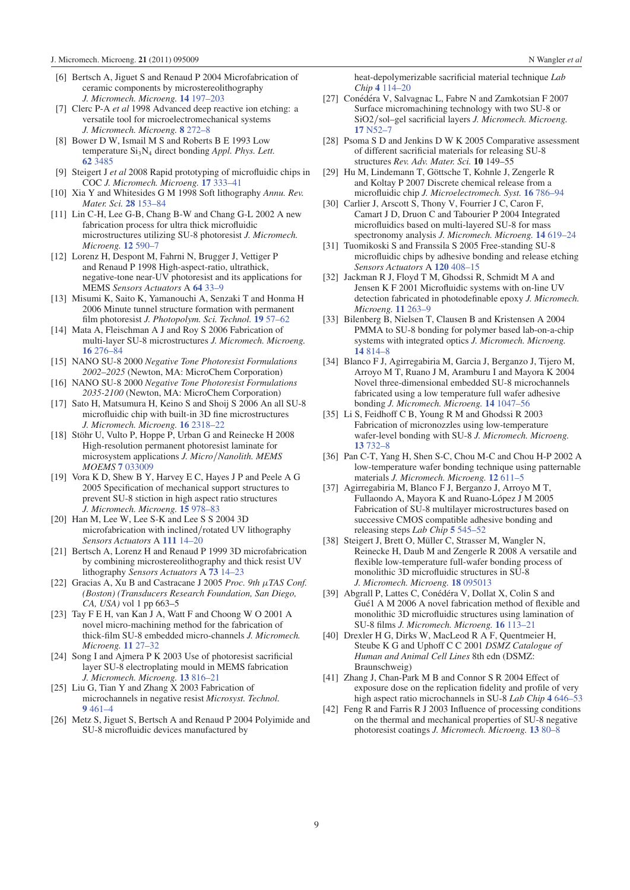[6] Bertsch A, Jiguet S and Renaud P 2004 Microfabrication of ceramic components by microstereolithography *J. Micromech. Microeng.* **14** 197–203

[7] Clerc P-A *et al* 1998 Advanced deep reactive ion etching: a versatile tool for microelectromechanical systems *J. Micromech. Microeng.* **8** 272–8

[8] Bower D W, Ismail M S and Roberts B E 1993 Low temperature $Si_3N_4$ direct bonding *Appl. Phys. Lett.* **62** 3485

[9] Steigert J *et al* 2008 Rapid prototyping of microfluidic chips in COC *J. Micromech. Microeng.* **17** 333–41

[10] Xia Y and Whitesides G M 1998 Soft lithography *Annu. Rev. Mater. Sci.* **28** 153–84

[11] Lin C-H, Lee G-B, Chang B-W and Chang G-L 2002 A new fabrication process for ultra thick microfluidic microstructures utilizing SU-8 photoresist *J. Micromech. Microeng.* **12** 590–7

[12] Lorenz H, Despont M, Fahrni N, Brugger J, Vettiger P and Renaud P 1998 High-aspect-ratio, ultrathick, negative-tone near-UV photoresist and its applications for MEMS *Sensors Actuators* A **64** 33–9

[13] Misumi K, Saito K, Yamanouchi A, Senzaki T and Honma H 2006 Minute tunnel structure formation with permanent film photoresist *J. Photopolym. Sci. Technol.* **19** 57–62

[14] Mata A, Fleischman A J and Roy S 2006 Fabrication of multi-layer SU-8 microstructures *J. Micromech. Microeng.* **16** 276–84

[15] NANO SU-8 2000 *Negative Tone Photoresist Formulations 2002–2025* (Newton, MA: MicroChem Corporation)

[16] NANO SU-8 2000 *Negative Tone Photoresist Formulations 2035-2100* (Newton, MA: MicroChem Corporation)

[17] Sato H, Matsumura H, Keino S and Shoji S 2006 An all SU-8 microfluidic chip with built-in 3D fine microstructures *J. Micromech. Microeng.* **16** 2318–22

[18] Stöhr U, Vulto P, Hoppe P, Urban G and Reinecke H 2008 High-resolution permanent photoresist laminate for microsystem applications *J. Micro/Nanolith. MEMS MOEMS* **7** 033009

[19] Vora K D, Shew B Y, Harvey E C, Hayes J P and Peele A G 2005 Specification of mechanical support structures to prevent SU-8 stiction in high aspect ratio structures *J. Micromech. Microeng.* **15** 978–83

[20] Han M, Lee W, Lee S-K and Lee S S 2004 3D microfabrication with inclined/rotated UV lithography *Sensors Actuators* A **111** 14–20

[21] Bertsch A, Lorenz H and Renaud P 1999 3D microfabrication by combining microstereolithography and thick resist UV lithography *Sensors Actuators* A **73** 14–23

[22] Gracias A, Xu B and Castracane J 2005 *Proc. 9th μTAS Conf. (Boston) (Transducers Research Foundation, San Diego, CA, USA)* vol 1 pp 663–5

[23] Tay F E H, van Kan J A, Watt F and Choong W O 2001 A novel micro-machining method for the fabrication of thick-film SU-8 embedded micro-channels *J. Micromech. Microeng.* **11** 27–32

[24] Song I and Ajmera P K 2003 Use of photoresist sacrificial layer SU-8 electroplating mould in MEMS fabrication *J. Micromech. Microeng.* **13** 816–21

[25] Liu G, Tian Y and Zhang X 2003 Fabrication of microchannels in negative resist *Microsyst. Technol.* **9** 461–4

[26] Metz S, Jiguet S, Bertsch A and Renaud P 2004 Polyimide and SU-8 microfluidic devices manufactured by heat-depolymerizable sacrificial material technique *Lab Chip* **4** 114–20

[27] Conédéra V, Salvagnac L, Fabre N and Zamkotsian F 2007 Surface micromachining technology with two SU-8 or SiO2/sol–gel sacrificial layers *J. Micromech. Microeng.* **17** N52–7

[28] Psoma S D and Jenkins D W K 2005 Comparative assessment of different sacrificial materials for releasing SU-8 structures *Rev. Adv. Mater. Sci.* **10** 149–55

[29] Hu M, Lindemann T, Göttsche T, Kohnle J, Zengerle R and Koltay P 2007 Discrete chemical release from a microfluidic chip *J. Microelectromech. Syst.* **16** 786–94

[30] Carlier J, Arscott S, Thomy V, Fourrier J C, Caron F, Camart J D, Druon C and Tabourier P 2004 Integrated microfluidics based on multi-layered SU-8 for mass spectrometry analysis *J. Micromech. Microeng.* **14** 619–24

[31] Tuomikoski S and Franssila S 2005 Free-standing SU-8 microfluidic chips by adhesive bonding and release etching *Sensors Actuators* A **120** 408–15

[32] Jackman R J, Floyd T M, Ghodssi R, Schmidt M A and Jensen K F 2001 Microfluidic systems with on-line UV detection fabricated in photodefinable epoxy *J. Micromech. Microeng.* **11** 263–9

[33] Bilenberg B, Nielsen T, Clausen B and Kristensen A 2004 PMMA to SU-8 bonding for polymer based lab-on-a-chip systems with integrated optics *J. Micromech. Microeng.* **14** 814–8

[34] Blanco F J, Agirregabiria M, Garcia J, Berganzo J, Tijero M, Arroyo M T, Ruano J M, Aramburu I and Mayora K 2004 Novel three-dimensional embedded SU-8 microchannels fabricated using a low temperature full wafer adhesive bonding *J. Micromech. Microeng.* **14** 1047–56

[35] Li S, Feidhoff C B, Young R M and Ghodssi R 2003 Fabrication of micronozzles using low-temperature wafer-level bonding with SU-8 *J. Micromech. Microeng.* **13** 732–8

[36] Pan C-T, Yang H, Shen S-C, Chou M-C and Chou H-P 2002 A low-temperature wafer bonding technique using patternable materials *J. Micromech. Microeng.* **12** 611–5

[37] Agirregabiria M, Blanco F J, Berganzo J, Arroyo M T, Fullaondo A, Mayora K and Ruano-López J M 2005 Fabrication of SU-8 multilayer microstructures based on successive CMOS compatible adhesive bonding and releasing steps *Lab Chip* **5** 545–52

[38] Steigert J, Brett O, Müller C, Strasser M, Wangler N, Reinecke H, Daub M and Zengerle R 2008 A versatile and flexible low-temperature full-wafer bonding process of monolithic 3D microfluidic structures in SU-8 *J. Micromech. Microeng.* **18** 095013

[39] Abgrall P, Lattes C, Conédéra V, Dollat X, Colin S and Guél A M 2006 A novel fabrication method of flexible and monolithic 3D microfluidic structures using lamination of SU-8 films *J. Micromech. Microeng.* **16** 113–21

[40] Drexler H G, Dirks W, MacLeod R A F, Quentmeier H, Steube K G and Uphoff C C 2001 *DSMZ Catalogue of Human and Animal Cell Lines* 8th edn (DSMZ: Braunschweig)

[41] Zhang J, Chan-Park M B and Connor S R 2004 Effect of exposure dose on the replication fidelity and profile of very high aspect ratio microchannels in SU-8 *Lab Chip* **4** 646–53

[42] Feng R and Farris R J 2003 Influence of processing conditions on the thermal and mechanical properties of SU-8 negative photoresist coatings *J. Micromech. Microeng.* **13** 80–8